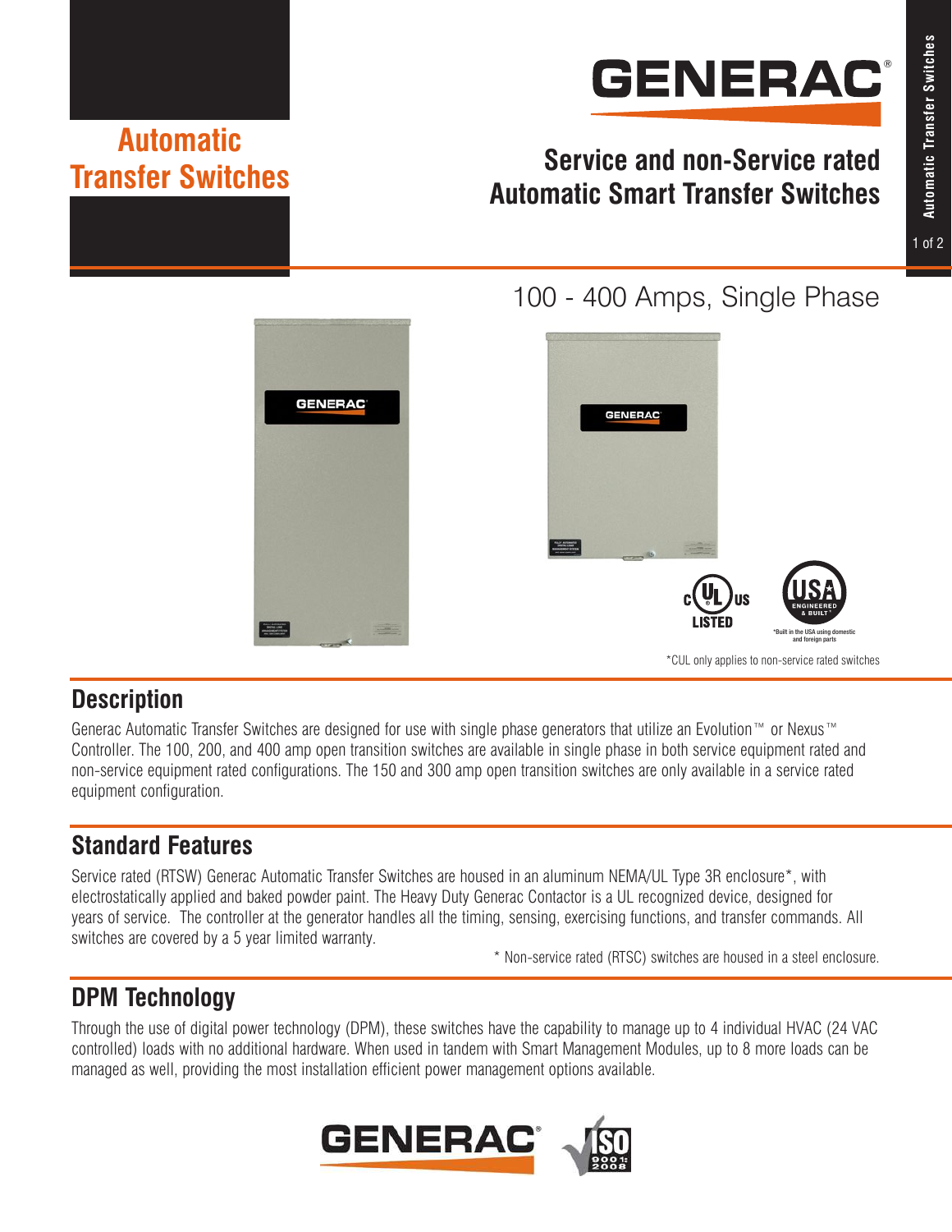# Automatic Transfer Switches

## Service and non-Service rated Automatic Smart Transfer Switches

100 - 400 Amps, Single Phase

*CUL only applies to non-service rated switches

*Built in the USA using domestic and foreign parts

## Description

Generac Automatic Transfer Switches are designed for use with single phase generators that utilize an Evolution™ or Nexus™ Controller. The 100, 200, and 400 amp open transition switches are available in single phase in both service equipment rated and non-service equipment rated configurations. The 150 and 300 amp open transition switches are only available in a service rated equipment configuration.

## Standard Features

Service rated (RTSW) Generac Automatic Transfer Switches are housed in an aluminum NEMA/UL Type 3R enclosure*, with electrostatically applied and baked powder paint. The Heavy Duty Generac Contactor is a UL recognized device, designed for years of service. The controller at the generator handles all the timing, sensing, exercising functions, and transfer commands. All switches are covered by a 5 year limited warranty.

* Non-service rated (RTSC) switches are housed in a steel enclosure.

## DPM Technology

Through the use of digital power technology (DPM), these switches have the capability to manage up to 4 individual HVAC (24 VAC controlled) loads with no additional hardware. When used in tandem with Smart Management Modules, up to 8 more loads can be managed as well, providing the most installation efficient power management options available.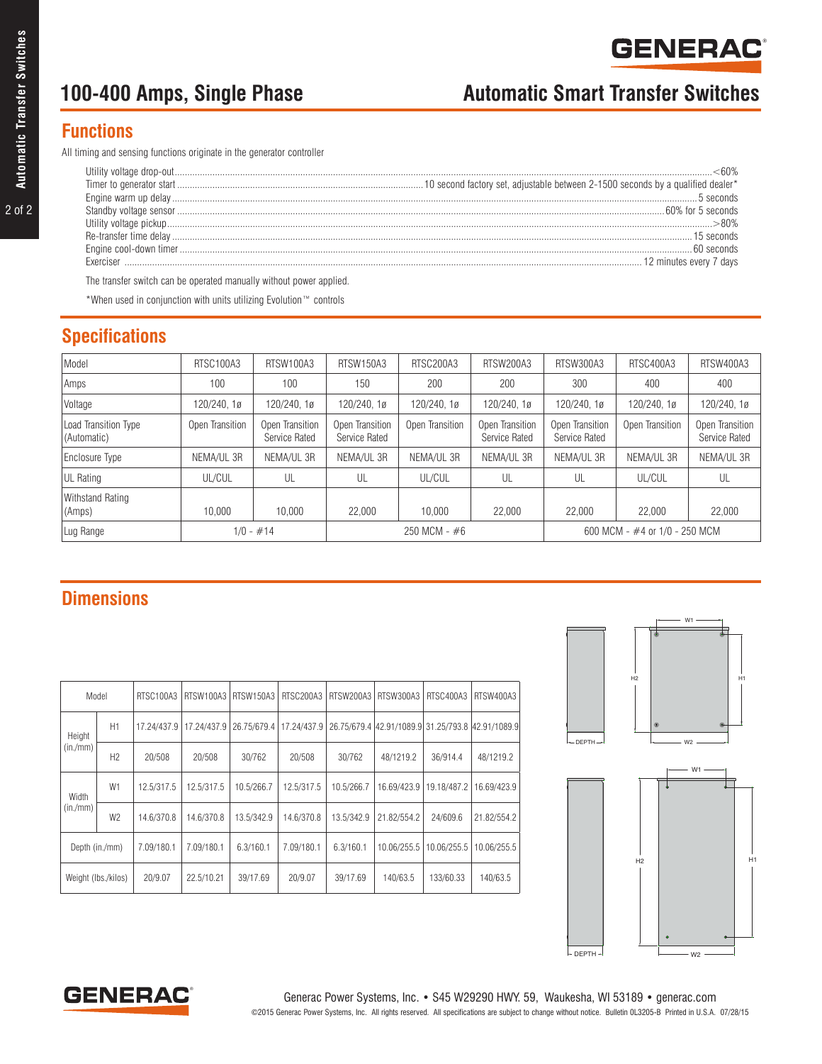# 100-400 Amps, Single Phase

# Automatic Smart Transfer Switches

## Functions

All timing and sensing functions originate in the generator controller

- Utility voltage drop-out ........ <60%
- Timer to generator start ........ 10 second factory set, adjustable between 2-1500 seconds by a qualified dealer*
- Engine warm up delay ........ 5 seconds
- Standby voltage sensor ........ 60% for 5 seconds
- Utility voltage pickup ........ >80%
- Re-transfer time delay ........ 15 seconds
- Engine cool-down timer ........ 60 seconds
- Exerciser ........ 12 minutes every 7 days

The transfer switch can be operated manually without power applied.

*When used in conjunction with units utilizing Evolution™ controls

## Specifications

| Model | RTSC100A3 | RTSW100A3 | RTSW150A3 | RTSC200A3 | RTSW200A3 | RTSW300A3 | RTSC400A3 | RTSW400A3 |
|---|---|---|---|---|---|---|---|---|
| Amps | 100 | 100 | 150 | 200 | 200 | 300 | 400 | 400 |
| Voltage | 120/240, 1ø | 120/240, 1ø | 120/240, 1ø | 120/240, 1ø | 120/240, 1ø | 120/240, 1ø | 120/240, 1ø | 120/240, 1ø |
| Load Transition Type (Automatic) | Open Transition | Open Transition Service Rated | Open Transition Service Rated | Open Transition | Open Transition Service Rated | Open Transition Service Rated | Open Transition | Open Transition Service Rated |
| Enclosure Type | NEMA/UL 3R | NEMA/UL 3R | NEMA/UL 3R | NEMA/UL 3R | NEMA/UL 3R | NEMA/UL 3R | NEMA/UL 3R | NEMA/UL 3R |
| UL Rating | UL/CUL | UL | UL | UL/CUL | UL | UL | UL/CUL | UL |
| Withstand Rating (Amps) | 10,000 | 10,000 | 22,000 | 10,000 | 22,000 | 22,000 | 22,000 | 22,000 |
| Lug Range | 1/0 - #14 | | 250 MCM - #6 | | | 600 MCM - #4 or 1/0 - 250 MCM | | |

## Dimensions

| Model | | RTSC100A3 | RTSW100A3 | RTSW150A3 | RTSC200A3 | RTSW200A3 | RTSW300A3 | RTSC400A3 | RTSW400A3 |
|---|---|---|---|---|---|---|---|---|---|
| Height (in./mm) | H1 | 17.24/437.9 | 17.24/437.9 | 26.75/679.4 | 17.24/437.9 | 26.75/679.4 | 42.91/1089.9 | 31.25/793.8 | 42.91/1089.9 |
| | H2 | 20/508 | 20/508 | 30/762 | 20/508 | 30/762 | 48/1219.2 | 36/914.4 | 48/1219.2 |
| Width (in./mm) | W1 | 12.5/317.5 | 12.5/317.5 | 10.5/266.7 | 12.5/317.5 | 10.5/266.7 | 16.69/423.9 | 19.18/487.2 | 16.69/423.9 |
| | W2 | 14.6/370.8 | 14.6/370.8 | 13.5/342.9 | 14.6/370.8 | 13.5/342.9 | 21.82/554.2 | 24/609.6 | 21.82/554.2 |
| Depth (in./mm) | | 7.09/180.1 | 7.09/180.1 | 6.3/160.1 | 7.09/180.1 | 6.3/160.1 | 10.06/255.5 | 10.06/255.5 | 10.06/255.5 |
| Weight (lbs./kilos) | | 20/9.07 | 22.5/10.21 | 39/17.69 | 20/9.07 | 39/17.69 | 140/63.5 | 133/60.33 | 140/63.5 |

W1
H2
H1
DEPTH
W2

W1
H2
H1
DEPTH
W2

Generac Power Systems, Inc. • S45 W29290 HWY. 59, Waukesha, WI 53189 • generac.com

©2015 Generac Power Systems, Inc. All rights reserved. All specifications are subject to change without notice. Bulletin 0L3205-B Printed in U.S.A. 07/28/15